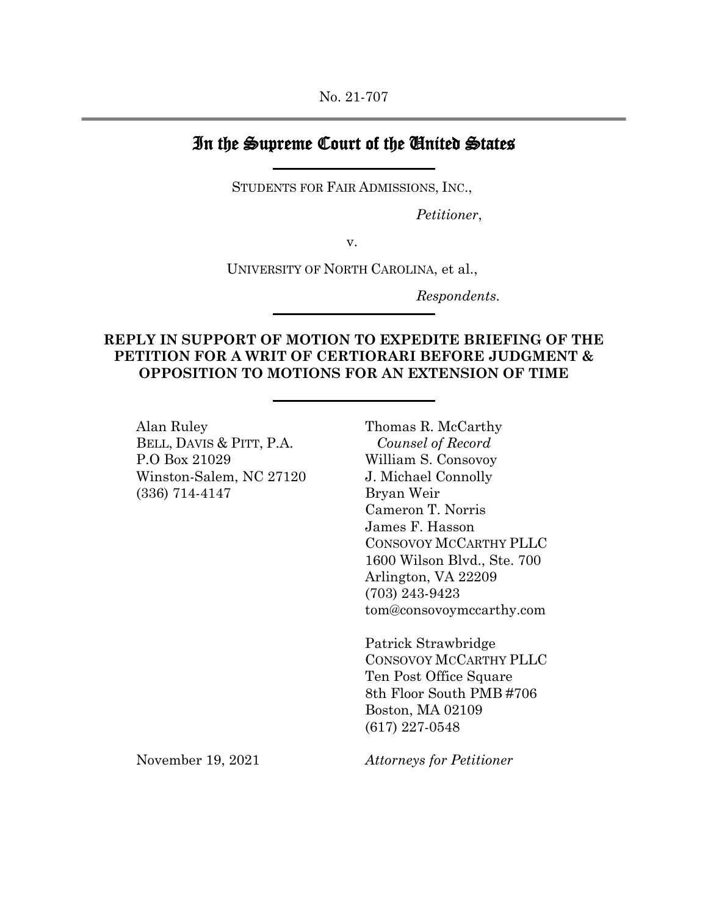No. 21-707

# In the Supreme Court of the United States

STUDENTS FOR FAIR ADMISSIONS, INC.,

*Petitioner*,

v.

UNIVERSITY OF NORTH CAROLINA, et al.,

*Respondents*.

**REPLY IN SUPPORT OF MOTION TO EXPEDITE BRIEFING OF THE PETITION FOR A WRIT OF CERTIORARI BEFORE JUDGMENT & OPPOSITION TO MOTIONS FOR AN EXTENSION OF TIME**

Alan Ruley
BELL, DAVIS & PITT, P.A.
P.O Box 21029
Winston-Salem, NC 27120
(336) 714-4147

Thomas R. McCarthy
*Counsel of Record*
William S. Consovoy
J. Michael Connolly
Bryan Weir
Cameron T. Norris
James F. Hasson
CONSOVOY MCCARTHY PLLC
1600 Wilson Blvd., Ste. 700
Arlington, VA 22209
(703) 243-9423
tom@consovoymccarthy.com

Patrick Strawbridge
CONSOVOY MCCARTHY PLLC
Ten Post Office Square
8th Floor South PMB #706
Boston, MA 02109
(617) 227-0548

November 19, 2021

*Attorneys for Petitioner*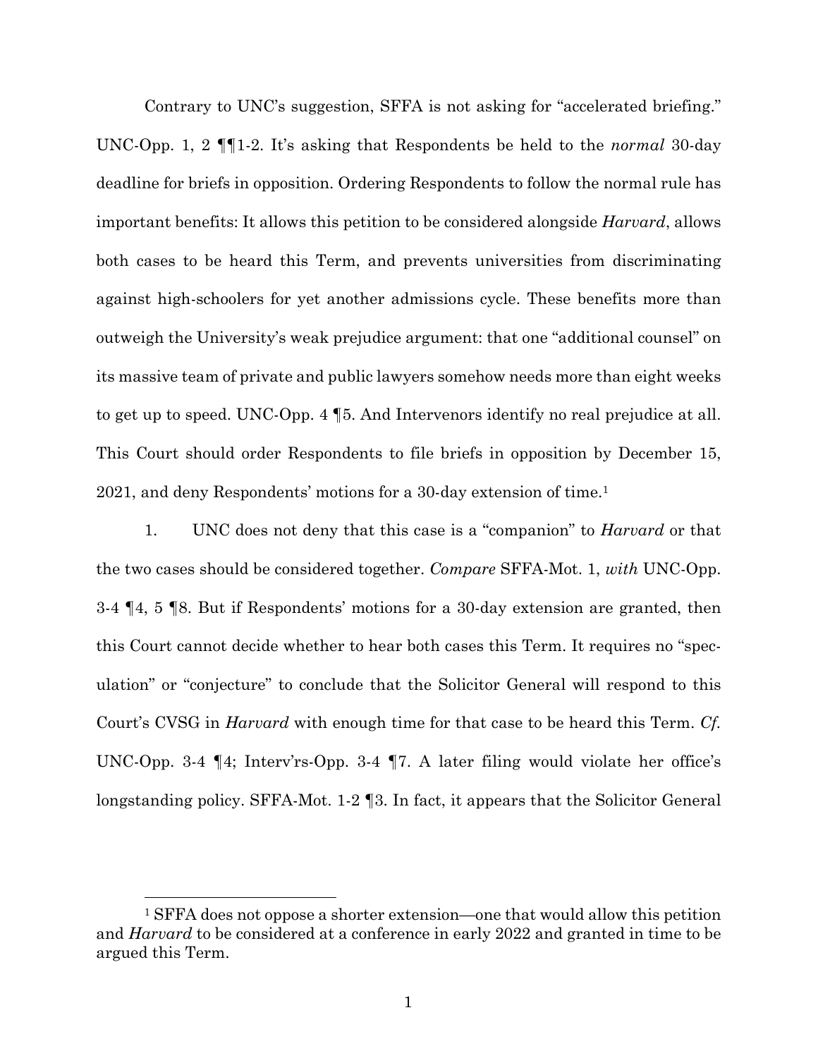Contrary to UNC's suggestion, SFFA is not asking for "accelerated briefing." UNC-Opp. 1, 2 ¶¶1-2. It's asking that Respondents be held to the *normal* 30-day deadline for briefs in opposition. Ordering Respondents to follow the normal rule has important benefits: It allows this petition to be considered alongside *Harvard*, allows both cases to be heard this Term, and prevents universities from discriminating against high-schoolers for yet another admissions cycle. These benefits more than outweigh the University's weak prejudice argument: that one "additional counsel" on its massive team of private and public lawyers somehow needs more than eight weeks to get up to speed. UNC-Opp. 4 ¶5. And Intervenors identify no real prejudice at all. This Court should order Respondents to file briefs in opposition by December 15, 2021, and deny Respondents' motions for a 30-day extension of time.[1]

1. UNC does not deny that this case is a "companion" to *Harvard* or that the two cases should be considered together. *Compare* SFFA-Mot. 1, *with* UNC-Opp. 3-4 ¶4, 5 ¶8. But if Respondents' motions for a 30-day extension are granted, then this Court cannot decide whether to hear both cases this Term. It requires no "speculation" or "conjecture" to conclude that the Solicitor General will respond to this Court's CVSG in *Harvard* with enough time for that case to be heard this Term. *Cf.* UNC-Opp. 3-4 ¶4; Interv'rs-Opp. 3-4 ¶7. A later filing would violate her office's longstanding policy. SFFA-Mot. 1-2 ¶3. In fact, it appears that the Solicitor General

[1] SFFA does not oppose a shorter extension—one that would allow this petition and *Harvard* to be considered at a conference in early 2022 and granted in time to be argued this Term.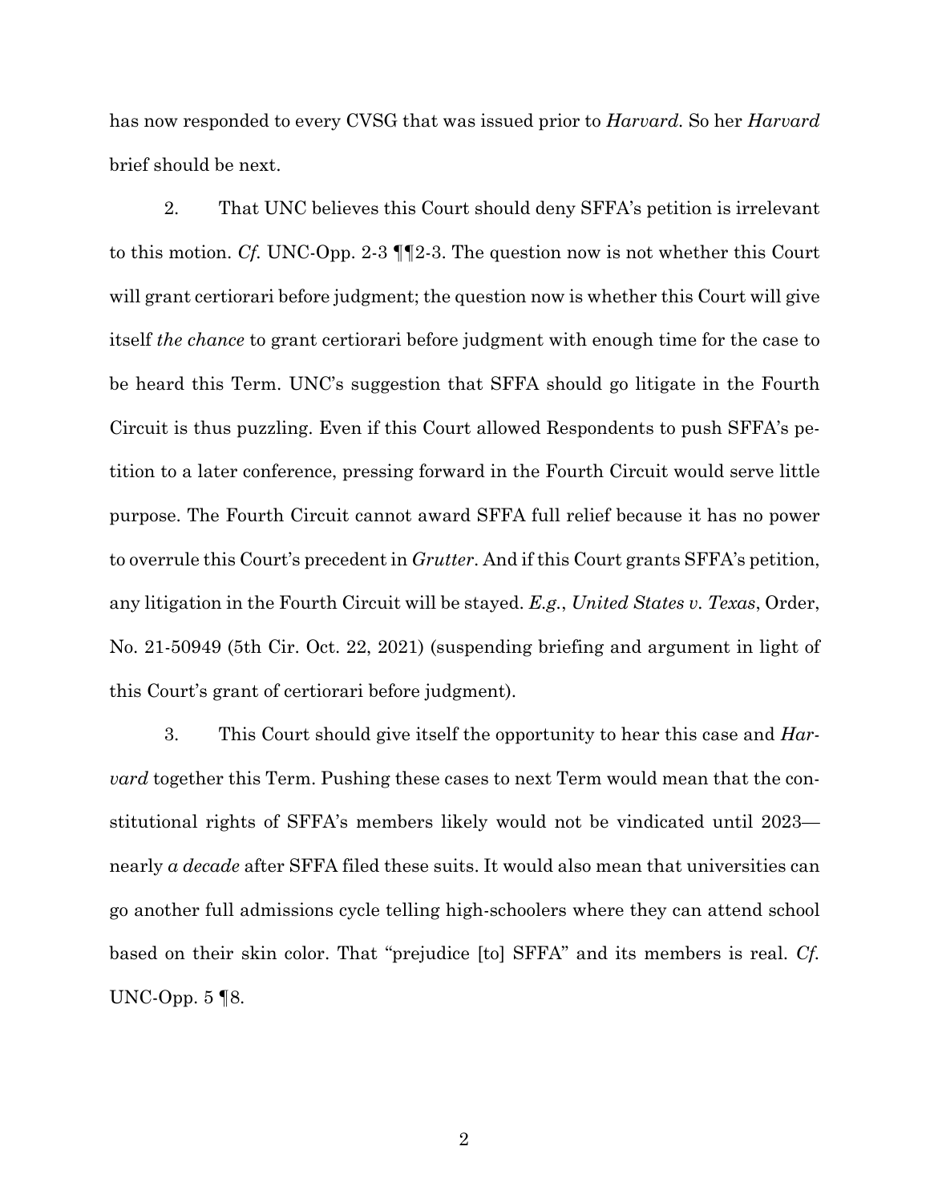has now responded to every CVSG that was issued prior to *Harvard*. So her *Harvard* brief should be next.

2. That UNC believes this Court should deny SFFA's petition is irrelevant to this motion. *Cf.* UNC-Opp. 2-3 ¶¶2-3. The question now is not whether this Court will grant certiorari before judgment; the question now is whether this Court will give itself *the chance* to grant certiorari before judgment with enough time for the case to be heard this Term. UNC's suggestion that SFFA should go litigate in the Fourth Circuit is thus puzzling. Even if this Court allowed Respondents to push SFFA's petition to a later conference, pressing forward in the Fourth Circuit would serve little purpose. The Fourth Circuit cannot award SFFA full relief because it has no power to overrule this Court's precedent in *Grutter*. And if this Court grants SFFA's petition, any litigation in the Fourth Circuit will be stayed. *E.g.*, *United States v. Texas*, Order, No. 21-50949 (5th Cir. Oct. 22, 2021) (suspending briefing and argument in light of this Court's grant of certiorari before judgment).

3. This Court should give itself the opportunity to hear this case and *Harvard* together this Term. Pushing these cases to next Term would mean that the constitutional rights of SFFA's members likely would not be vindicated until 2023—nearly *a decade* after SFFA filed these suits. It would also mean that universities can go another full admissions cycle telling high-schoolers where they can attend school based on their skin color. That "prejudice [to] SFFA" and its members is real. *Cf.* UNC-Opp. 5 ¶8.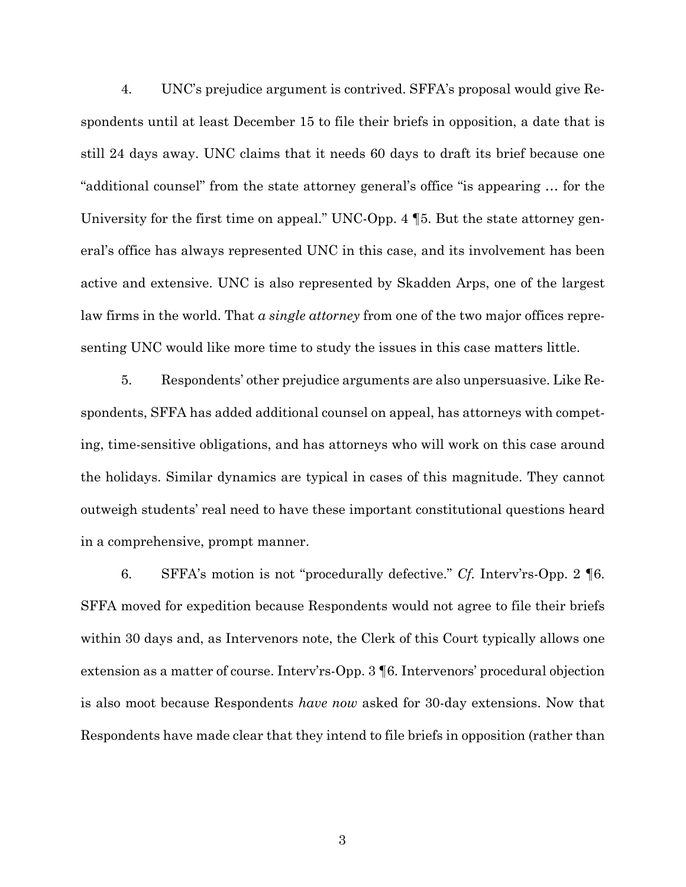4. UNC's prejudice argument is contrived. SFFA's proposal would give Respondents until at least December 15 to file their briefs in opposition, a date that is still 24 days away. UNC claims that it needs 60 days to draft its brief because one "additional counsel" from the state attorney general's office "is appearing … for the University for the first time on appeal." UNC-Opp. 4 ¶5. But the state attorney general's office has always represented UNC in this case, and its involvement has been active and extensive. UNC is also represented by Skadden Arps, one of the largest law firms in the world. That *a single attorney* from one of the two major offices representing UNC would like more time to study the issues in this case matters little.

5. Respondents' other prejudice arguments are also unpersuasive. Like Respondents, SFFA has added additional counsel on appeal, has attorneys with competing, time-sensitive obligations, and has attorneys who will work on this case around the holidays. Similar dynamics are typical in cases of this magnitude. They cannot outweigh students' real need to have these important constitutional questions heard in a comprehensive, prompt manner.

6. SFFA's motion is not "procedurally defective." *Cf.* Interv'rs-Opp. 2 ¶6. SFFA moved for expedition because Respondents would not agree to file their briefs within 30 days and, as Intervenors note, the Clerk of this Court typically allows one extension as a matter of course. Interv'rs-Opp. 3 ¶6. Intervenors' procedural objection is also moot because Respondents *have now* asked for 30-day extensions. Now that Respondents have made clear that they intend to file briefs in opposition (rather than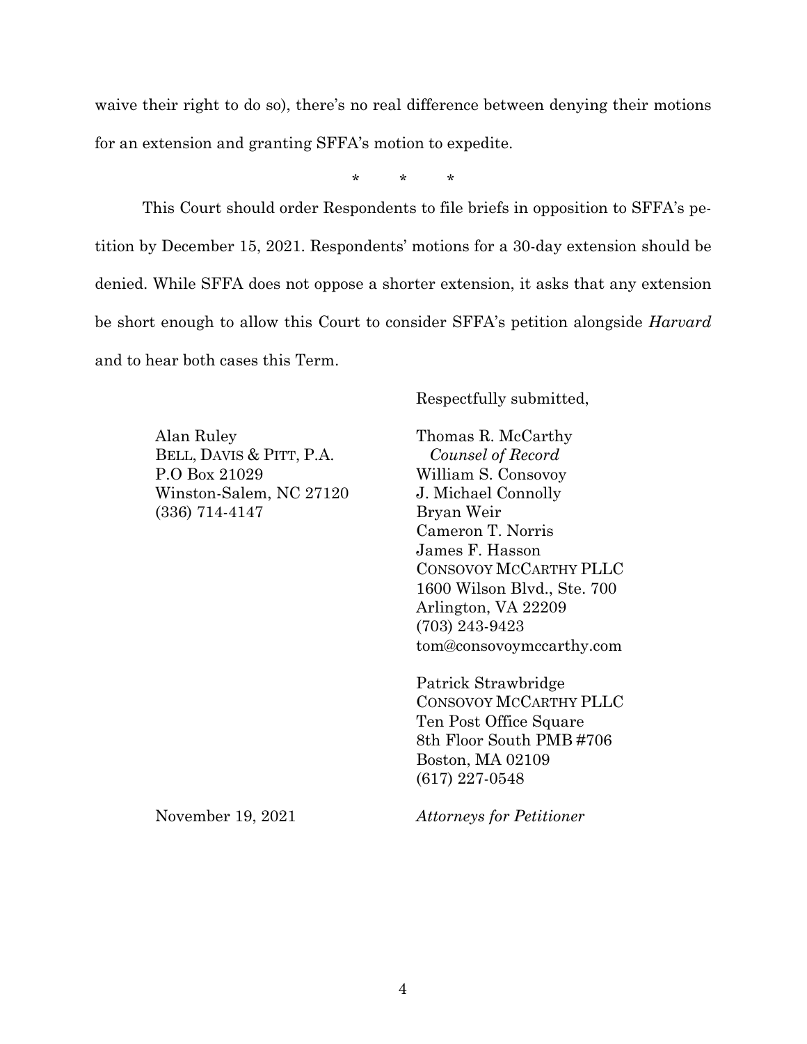waive their right to do so), there's no real difference between denying their motions for an extension and granting SFFA's motion to expedite.

\*        \*        \*

This Court should order Respondents to file briefs in opposition to SFFA's petition by December 15, 2021. Respondents' motions for a 30-day extension should be denied. While SFFA does not oppose a shorter extension, it asks that any extension be short enough to allow this Court to consider SFFA's petition alongside *Harvard* and to hear both cases this Term.

Respectfully submitted,

Alan Ruley
BELL, DAVIS & PITT, P.A.
P.O Box 21029
Winston-Salem, NC 27120
(336) 714-4147

Thomas R. McCarthy
*Counsel of Record*
William S. Consovoy
J. Michael Connolly
Bryan Weir
Cameron T. Norris
James F. Hasson
CONSOVOY MCCARTHY PLLC
1600 Wilson Blvd., Ste. 700
Arlington, VA 22209
(703) 243-9423
tom@consovoymccarthy.com

Patrick Strawbridge
CONSOVOY MCCARTHY PLLC
Ten Post Office Square
8th Floor South PMB #706
Boston, MA 02109
(617) 227-0548

November 19, 2021

*Attorneys for Petitioner*